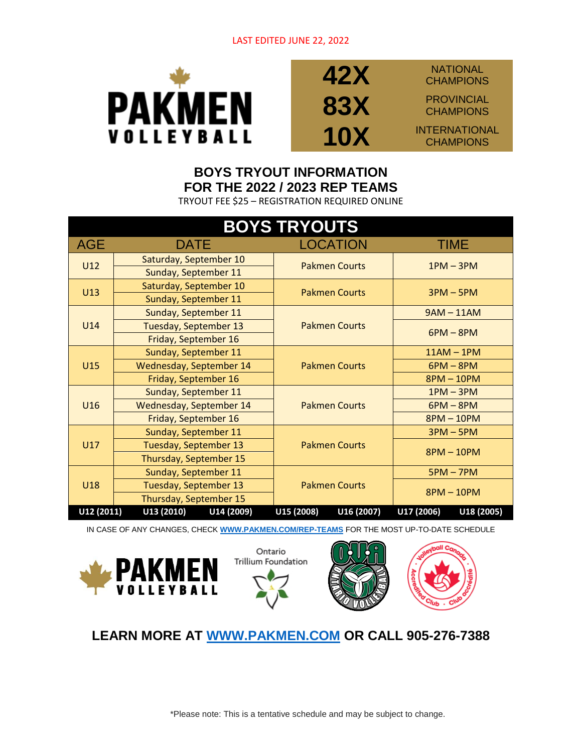LAST EDITED JUNE 22, 2022

PAKMEN VOLLEYBALL

**42X** NATIONAL CHAMPIONS
**83X** PROVINCIAL CHAMPIONS
**10X** INTERNATIONAL CHAMPIONS

## BOYS TRYOUT INFORMATION FOR THE 2022 / 2023 REP TEAMS

TRYOUT FEE $25 – REGISTRATION REQUIRED ONLINE

| BOYS TRYOUTS | | | |
|---|---|---|---|
| **AGE** | **DATE** | **LOCATION** | **TIME** |
| U12 | Saturday, September 10 | Pakmen Courts | 1PM – 3PM |
| | Sunday, September 11 | | |
| U13 | Saturday, September 10 | Pakmen Courts | 3PM – 5PM |
| | Sunday, September 11 | | |
| U14 | Sunday, September 11 | Pakmen Courts | 9AM – 11AM |
| | Tuesday, September 13 | | 6PM – 8PM |
| | Friday, September 16 | | |
| U15 | Sunday, September 11 | Pakmen Courts | 11AM – 1PM |
| | Wednesday, September 14 | | 6PM – 8PM |
| | Friday, September 16 | | 8PM – 10PM |
| U16 | Sunday, September 11 | Pakmen Courts | 1PM – 3PM |
| | Wednesday, September 14 | | 6PM – 8PM |
| | Friday, September 16 | | 8PM – 10PM |
| U17 | Sunday, September 11 | Pakmen Courts | 3PM – 5PM |
| | Tuesday, September 13 | | 8PM – 10PM |
| | Thursday, September 15 | | |
| U18 | Sunday, September 11 | Pakmen Courts | 5PM – 7PM |
| | Tuesday, September 13 | | 8PM – 10PM |
| | Thursday, September 15 | | |

U12 (2011) U13 (2010) U14 (2009) U15 (2008) U16 (2007) U17 (2006) U18 (2005)

IN CASE OF ANY CHANGES, CHECK WWW.PAKMEN.COM/REP-TEAMS FOR THE MOST UP-TO-DATE SCHEDULE

PAKMEN VOLLEYBALL · Ontario Trillium Foundation · Ontario Volleyball · Volleyball Canada Accredited Club · Club accrédité

## LEARN MORE AT WWW.PAKMEN.COM OR CALL 905-276-7388

*Please note: This is a tentative schedule and may be subject to change.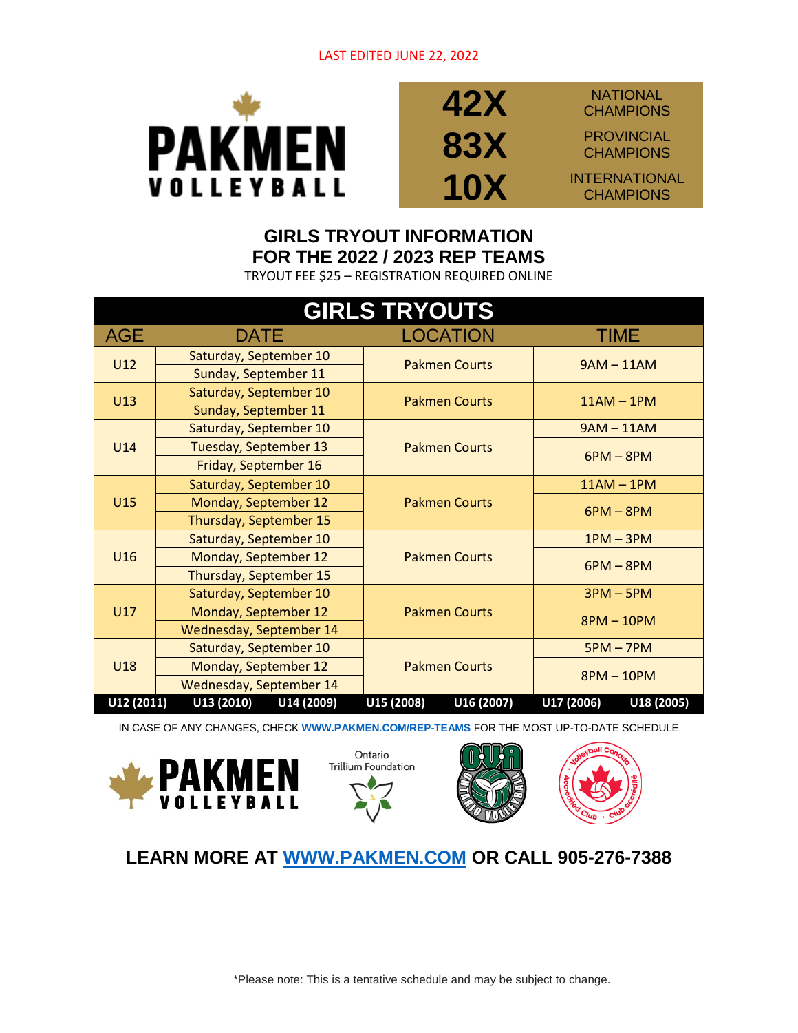LAST EDITED JUNE 22, 2022

PAKMEN VOLLEYBALL

| | |
|---|---|
| 42X | NATIONAL CHAMPIONS |
| 83X | PROVINCIAL CHAMPIONS |
| 10X | INTERNATIONAL CHAMPIONS |

## GIRLS TRYOUT INFORMATION FOR THE 2022 / 2023 REP TEAMS

TRYOUT FEE $25 – REGISTRATION REQUIRED ONLINE

**GIRLS TRYOUTS**

| AGE | DATE | LOCATION | TIME |
|---|---|---|---|
| U12 | Saturday, September 10 | Pakmen Courts | 9AM – 11AM |
| | Sunday, September 11 | | |
| U13 | Saturday, September 10 | Pakmen Courts | 11AM – 1PM |
| | Sunday, September 11 | | |
| U14 | Saturday, September 10 | Pakmen Courts | 9AM – 11AM |
| | Tuesday, September 13 | | 6PM – 8PM |
| | Friday, September 16 | | |
| U15 | Saturday, September 10 | Pakmen Courts | 11AM – 1PM |
| | Monday, September 12 | | 6PM – 8PM |
| | Thursday, September 15 | | |
| U16 | Saturday, September 10 | Pakmen Courts | 1PM – 3PM |
| | Monday, September 12 | | 6PM – 8PM |
| | Thursday, September 15 | | |
| U17 | Saturday, September 10 | Pakmen Courts | 3PM – 5PM |
| | Monday, September 12 | | 8PM – 10PM |
| | Wednesday, September 14 | | |
| U18 | Saturday, September 10 | Pakmen Courts | 5PM – 7PM |
| | Monday, September 12 | | 8PM – 10PM |
| | Wednesday, September 14 | | |

U12 (2011) U13 (2010) U14 (2009) U15 (2008) U16 (2007) U17 (2006) U18 (2005)

IN CASE OF ANY CHANGES, CHECK [WWW.PAKMEN.COM/REP-TEAMS](http://WWW.PAKMEN.COM/REP-TEAMS) FOR THE MOST UP-TO-DATE SCHEDULE

PAKMEN VOLLEYBALL

Ontario Trillium Foundation

ONTARIO VOLLEYBALL

Volleyball Canada · Accredited Club · Club accrédité

## LEARN MORE AT [WWW.PAKMEN.COM](http://WWW.PAKMEN.COM) OR CALL 905-276-7388

*Please note: This is a tentative schedule and may be subject to change.